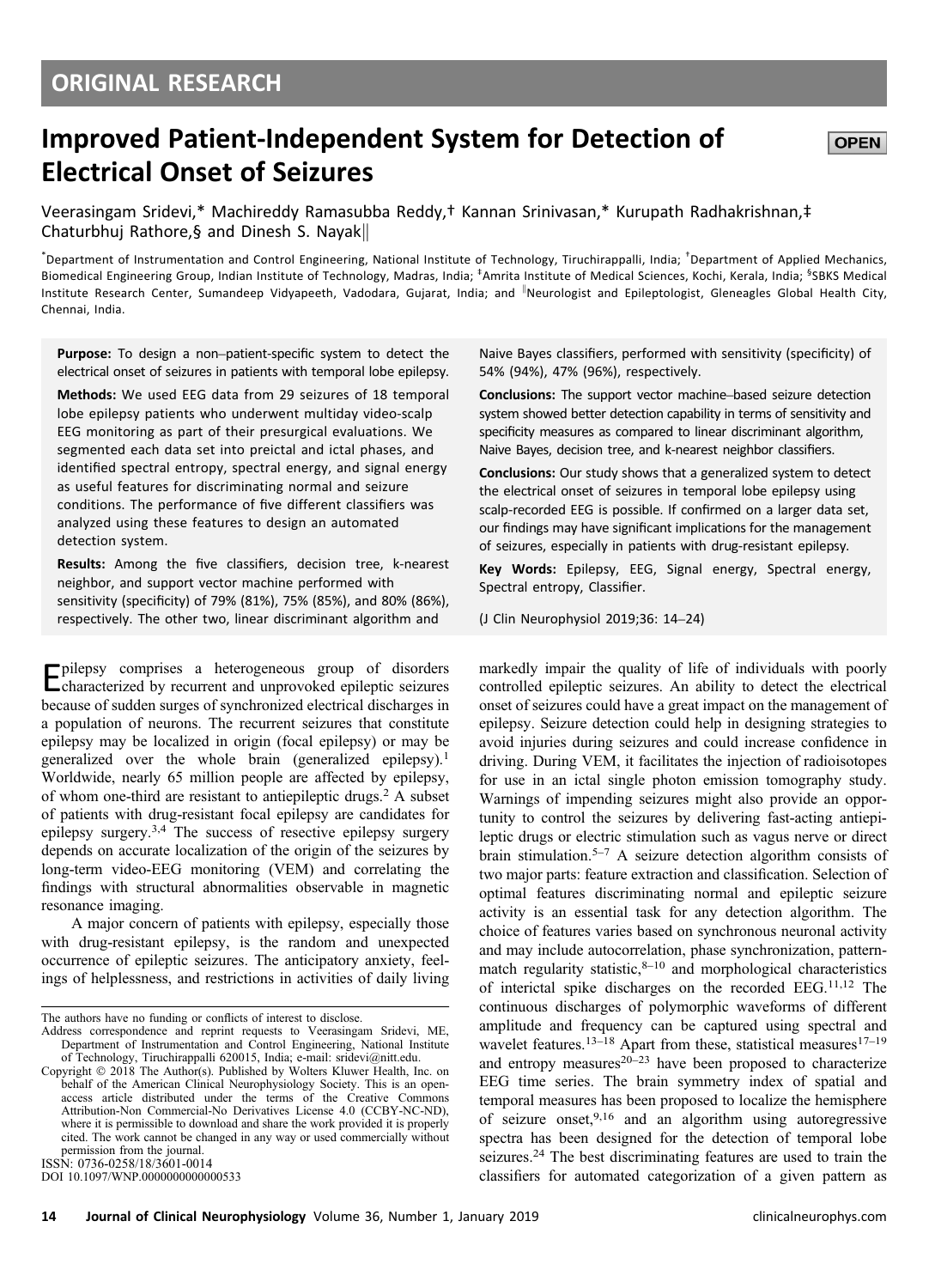ORIGINAL RESEARCH

# Improved Patient-Independent System for Detection of Electrical Onset of Seizures

OPEN

Veerasingam Sridevi,* Machireddy Ramasubba Reddy,† Kannan Srinivasan,* Kurupath Radhakrishnan,‡ Chaturbhuj Rathore,§ and Dinesh S. Nayak||

*Department of Instrumentation and Control Engineering, National Institute of Technology, Tiruchirappalli, India; †Department of Applied Mechanics, Biomedical Engineering Group, Indian Institute of Technology, Madras, India; ‡Amrita Institute of Medical Sciences, Kochi, Kerala, India; §SBKS Medical Institute Research Center, Sumandeep Vidyapeeth, Vadodara, Gujarat, India; and ||Neurologist and Epileptologist, Gleneagles Global Health City, Chennai, India.

**Purpose:** To design a non–patient-specific system to detect the electrical onset of seizures in patients with temporal lobe epilepsy.

**Methods:** We used EEG data from 29 seizures of 18 temporal lobe epilepsy patients who underwent multiday video-scalp EEG monitoring as part of their presurgical evaluations. We segmented each data set into preictal and ictal phases, and identified spectral entropy, spectral energy, and signal energy as useful features for discriminating normal and seizure conditions. The performance of five different classifiers was analyzed using these features to design an automated detection system.

**Results:** Among the five classifiers, decision tree, k-nearest neighbor, and support vector machine performed with sensitivity (specificity) of 79% (81%), 75% (85%), and 80% (86%), respectively. The other two, linear discriminant algorithm and Naive Bayes classifiers, performed with sensitivity (specificity) of 54% (94%), 47% (96%), respectively.

**Conclusions:** The support vector machine–based seizure detection system showed better detection capability in terms of sensitivity and specificity measures as compared to linear discriminant algorithm, Naive Bayes, decision tree, and k-nearest neighbor classifiers.

**Conclusions:** Our study shows that a generalized system to detect the electrical onset of seizures in temporal lobe epilepsy using scalp-recorded EEG is possible. If confirmed on a larger data set, our findings may have significant implications for the management of seizures, especially in patients with drug-resistant epilepsy.

**Key Words:** Epilepsy, EEG, Signal energy, Spectral energy, Spectral entropy, Classifier.

(J Clin Neurophysiol 2019;36: 14–24)

Epilepsy comprises a heterogeneous group of disorders characterized by recurrent and unprovoked epileptic seizures because of sudden surges of synchronized electrical discharges in a population of neurons. The recurrent seizures that constitute epilepsy may be localized in origin (focal epilepsy) or may be generalized over the whole brain (generalized epilepsy).[1] Worldwide, nearly 65 million people are affected by epilepsy, of whom one-third are resistant to antiepileptic drugs.[2] A subset of patients with drug-resistant focal epilepsy are candidates for epilepsy surgery.[3,4] The success of resective epilepsy surgery depends on accurate localization of the origin of the seizures by long-term video-EEG monitoring (VEM) and correlating the findings with structural abnormalities observable in magnetic resonance imaging.

A major concern of patients with epilepsy, especially those with drug-resistant epilepsy, is the random and unexpected occurrence of epileptic seizures. The anticipatory anxiety, feelings of helplessness, and restrictions in activities of daily living markedly impair the quality of life of individuals with poorly controlled epileptic seizures. An ability to detect the electrical onset of seizures could have a great impact on the management of epilepsy. Seizure detection could help in designing strategies to avoid injuries during seizures and could increase confidence in driving. During VEM, it facilitates the injection of radioisotopes for use in an ictal single photon emission tomography study. Warnings of impending seizures might also provide an opportunity to control the seizures by delivering fast-acting antiepileptic drugs or electric stimulation such as vagus nerve or direct brain stimulation.[5–7] A seizure detection algorithm consists of two major parts: feature extraction and classification. Selection of optimal features discriminating normal and epileptic seizure activity is an essential task for any detection algorithm. The choice of features varies based on synchronous neuronal activity and may include autocorrelation, phase synchronization, pattern-match regularity statistic,[8–10] and morphological characteristics of interictal spike discharges on the recorded EEG.[11,12] The continuous discharges of polymorphic waveforms of different amplitude and frequency can be captured using spectral and wavelet features.[13–18] Apart from these, statistical measures[17–19] and entropy measures[20–23] have been proposed to characterize EEG time series. The brain symmetry index of spatial and temporal measures has been proposed to localize the hemisphere of seizure onset,[9,16] and an algorithm using autoregressive spectra has been designed for the detection of temporal lobe seizures.[24] The best discriminating features are used to train the classifiers for automated categorization of a given pattern as

The authors have no funding or conflicts of interest to disclose.

Address correspondence and reprint requests to Veerasingam Sridevi, ME, Department of Instrumentation and Control Engineering, National Institute of Technology, Tiruchirappalli 620015, India; e-mail: sridevi@nitt.edu.

Copyright © 2018 The Author(s). Published by Wolters Kluwer Health, Inc. on behalf of the American Clinical Neurophysiology Society. This is an open-access article distributed under the terms of the Creative Commons Attribution-Non Commercial-No Derivatives License 4.0 (CCBY-NC-ND), where it is permissible to download and share the work provided it is properly cited. The work cannot be changed in any way or used commercially without permission from the journal.

ISSN: 0736-0258/18/3601-0014

DOI 10.1097/WNP.0000000000000533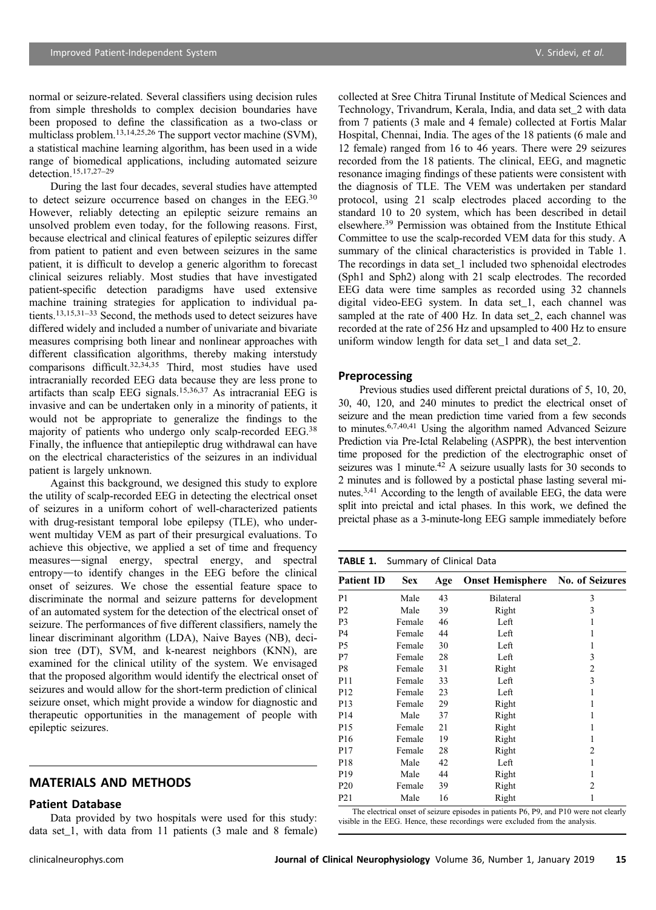normal or seizure-related. Several classifiers using decision rules from simple thresholds to complex decision boundaries have been proposed to define the classification as a two-class or multiclass problem.[13,14,25,26] The support vector machine (SVM), a statistical machine learning algorithm, has been used in a wide range of biomedical applications, including automated seizure detection.[15,17,27–29]

During the last four decades, several studies have attempted to detect seizure occurrence based on changes in the EEG.[30] However, reliably detecting an epileptic seizure remains an unsolved problem even today, for the following reasons. First, because electrical and clinical features of epileptic seizures differ from patient to patient and even between seizures in the same patient, it is difficult to develop a generic algorithm to forecast clinical seizures reliably. Most studies that have investigated patient-specific detection paradigms have used extensive machine training strategies for application to individual patients.[13,15,31–33] Second, the methods used to detect seizures have differed widely and included a number of univariate and bivariate measures comprising both linear and nonlinear approaches with different classification algorithms, thereby making interstudy comparisons difficult.[32,34,35] Third, most studies have used intracranially recorded EEG data because they are less prone to artifacts than scalp EEG signals.[15,36,37] As intracranial EEG is invasive and can be undertaken only in a minority of patients, it would not be appropriate to generalize the findings to the majority of patients who undergo only scalp-recorded EEG.[38] Finally, the influence that antiepileptic drug withdrawal can have on the electrical characteristics of the seizures in an individual patient is largely unknown.

Against this background, we designed this study to explore the utility of scalp-recorded EEG in detecting the electrical onset of seizures in a uniform cohort of well-characterized patients with drug-resistant temporal lobe epilepsy (TLE), who underwent multiday VEM as part of their presurgical evaluations. To achieve this objective, we applied a set of time and frequency measures—signal energy, spectral energy, and spectral entropy—to identify changes in the EEG before the clinical onset of seizures. We chose the essential feature space to discriminate the normal and seizure patterns for development of an automated system for the detection of the electrical onset of seizure. The performances of five different classifiers, namely the linear discriminant algorithm (LDA), Naive Bayes (NB), decision tree (DT), SVM, and k-nearest neighbors (KNN), are examined for the clinical utility of the system. We envisaged that the proposed algorithm would identify the electrical onset of seizures and would allow for the short-term prediction of clinical seizure onset, which might provide a window for diagnostic and therapeutic opportunities in the management of people with epileptic seizures.

## MATERIALS AND METHODS

### Patient Database

Data provided by two hospitals were used for this study: data set_1, with data from 11 patients (3 male and 8 female) collected at Sree Chitra Tirunal Institute of Medical Sciences and Technology, Trivandrum, Kerala, India, and data set_2 with data from 7 patients (3 male and 4 female) collected at Fortis Malar Hospital, Chennai, India. The ages of the 18 patients (6 male and 12 female) ranged from 16 to 46 years. There were 29 seizures recorded from the 18 patients. The clinical, EEG, and magnetic resonance imaging findings of these patients were consistent with the diagnosis of TLE. The VEM was undertaken per standard protocol, using 21 scalp electrodes placed according to the standard 10 to 20 system, which has been described in detail elsewhere.[39] Permission was obtained from the Institute Ethical Committee to use the scalp-recorded VEM data for this study. A summary of the clinical characteristics is provided in Table 1. The recordings in data set_1 included two sphenoidal electrodes (Sph1 and Sph2) along with 21 scalp electrodes. The recorded EEG data were time samples as recorded using 32 channels digital video-EEG system. In data set_1, each channel was sampled at the rate of 400 Hz. In data set_2, each channel was recorded at the rate of 256 Hz and upsampled to 400 Hz to ensure uniform window length for data set_1 and data set_2.

### Preprocessing

Previous studies used different preictal durations of 5, 10, 20, 30, 40, 120, and 240 minutes to predict the electrical onset of seizure and the mean prediction time varied from a few seconds to minutes.[6,7,40,41] Using the algorithm named Advanced Seizure Prediction via Pre-Ictal Relabeling (ASPPR), the best intervention time proposed for the prediction of the electrographic onset of seizures was 1 minute.[42] A seizure usually lasts for 30 seconds to 2 minutes and is followed by a postictal phase lasting several minutes.[3,41] According to the length of available EEG, the data were split into preictal and ictal phases. In this work, we defined the preictal phase as a 3-minute-long EEG sample immediately before

**TABLE 1.** Summary of Clinical Data

| Patient ID | Sex | Age | Onset Hemisphere | No. of Seizures |
|---|---|---|---|---|
| P1 | Male | 43 | Bilateral | 3 |
| P2 | Male | 39 | Right | 3 |
| P3 | Female | 46 | Left | 1 |
| P4 | Female | 44 | Left | 1 |
| P5 | Female | 30 | Left | 1 |
| P7 | Female | 28 | Left | 3 |
| P8 | Female | 31 | Right | 2 |
| P11 | Female | 33 | Left | 3 |
| P12 | Female | 23 | Left | 1 |
| P13 | Female | 29 | Right | 1 |
| P14 | Male | 37 | Right | 1 |
| P15 | Female | 21 | Right | 1 |
| P16 | Female | 19 | Right | 1 |
| P17 | Female | 28 | Right | 2 |
| P18 | Male | 42 | Left | 1 |
| P19 | Male | 44 | Right | 1 |
| P20 | Female | 39 | Right | 2 |
| P21 | Male | 16 | Right | 1 |

The electrical onset of seizure episodes in patients P6, P9, and P10 were not clearly visible in the EEG. Hence, these recordings were excluded from the analysis.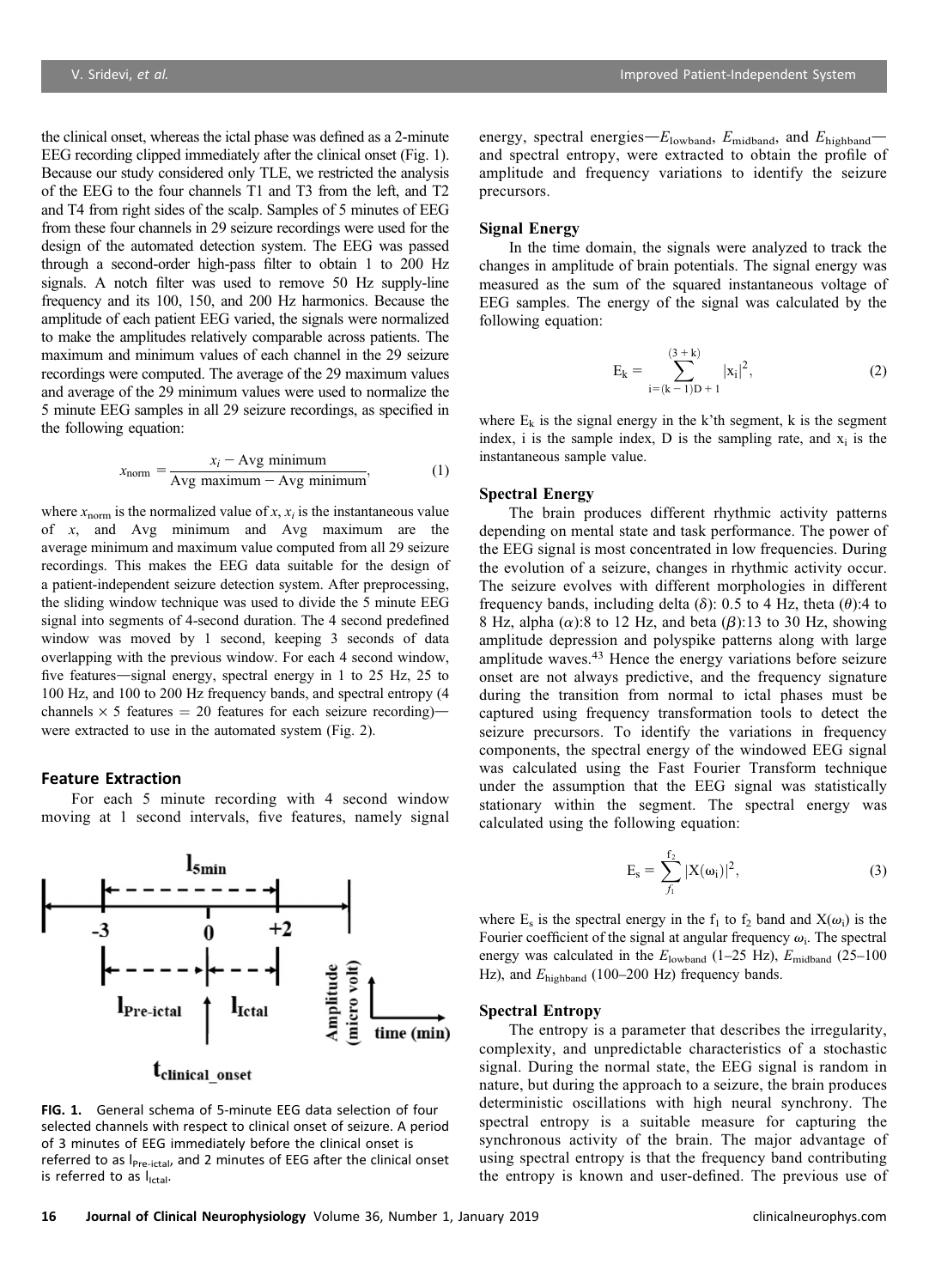the clinical onset, whereas the ictal phase was defined as a 2-minute EEG recording clipped immediately after the clinical onset (Fig. 1). Because our study considered only TLE, we restricted the analysis of the EEG to the four channels T1 and T3 from the left, and T2 and T4 from right sides of the scalp. Samples of 5 minutes of EEG from these four channels in 29 seizure recordings were used for the design of the automated detection system. The EEG was passed through a second-order high-pass filter to obtain 1 to 200 Hz signals. A notch filter was used to remove 50 Hz supply-line frequency and its 100, 150, and 200 Hz harmonics. Because the amplitude of each patient EEG varied, the signals were normalized to make the amplitudes relatively comparable across patients. The maximum and minimum values of each channel in the 29 seizure recordings were computed. The average of the 29 maximum values and average of the 29 minimum values were used to normalize the 5 minute EEG samples in all 29 seizure recordings, as specified in the following equation:

$$x_{\text{norm}} = \frac{x_i - \text{Avg minimum}}{\text{Avg maximum} - \text{Avg minimum}}, \tag{1}$$

where $x_{\text{norm}}$ is the normalized value of $x$, $x_i$ is the instantaneous value of $x$, and Avg minimum and Avg maximum are the average minimum and maximum value computed from all 29 seizure recordings. This makes the EEG data suitable for the design of a patient-independent seizure detection system. After preprocessing, the sliding window technique was used to divide the 5 minute EEG signal into segments of 4-second duration. The 4 second predefined window was moved by 1 second, keeping 3 seconds of data overlapping with the previous window. For each 4 second window, five features—signal energy, spectral energy in 1 to 25 Hz, 25 to 100 Hz, and 100 to 200 Hz frequency bands, and spectral entropy (4 channels × 5 features = 20 features for each seizure recording)—were extracted to use in the automated system (Fig. 2).

## Feature Extraction

For each 5 minute recording with 4 second window moving at 1 second intervals, five features, namely signal energy, spectral energies—$E_{\text{lowband}}$, $E_{\text{midband}}$, and $E_{\text{highband}}$—and spectral entropy, were extracted to obtain the profile of amplitude and frequency variations to identify the seizure precursors.

FIG. 1. General schema of 5-minute EEG data selection of four selected channels with respect to clinical onset of seizure. A period of 3 minutes of EEG immediately before the clinical onset is referred to as $l_{\text{Pre-ictal}}$, and 2 minutes of EEG after the clinical onset is referred to as $l_{\text{Ictal}}$.

### Signal Energy

In the time domain, the signals were analyzed to track the changes in amplitude of brain potentials. The signal energy was measured as the sum of the squared instantaneous voltage of EEG samples. The energy of the signal was calculated by the following equation:

$$E_k = \sum_{i=(k-1)D+1}^{(3+k)} |x_i|^2, \tag{2}$$

where $E_k$ is the signal energy in the k'th segment, k is the segment index, i is the sample index, D is the sampling rate, and $x_i$ is the instantaneous sample value.

### Spectral Energy

The brain produces different rhythmic activity patterns depending on mental state and task performance. The power of the EEG signal is most concentrated in low frequencies. During the evolution of a seizure, changes in rhythmic activity occur. The seizure evolves with different morphologies in different frequency bands, including delta ($\delta$): 0.5 to 4 Hz, theta ($\theta$):4 to 8 Hz, alpha ($\alpha$):8 to 12 Hz, and beta ($\beta$):13 to 30 Hz, showing amplitude depression and polyspike patterns along with large amplitude waves.[43] Hence the energy variations before seizure onset are not always predictive, and the frequency signature during the transition from normal to ictal phases must be captured using frequency transformation tools to detect the seizure precursors. To identify the variations in frequency components, the spectral energy of the windowed EEG signal was calculated using the Fast Fourier Transform technique under the assumption that the EEG signal was statistically stationary within the segment. The spectral energy was calculated using the following equation:

$$E_s = \sum_{f_1}^{f_2} |X(\omega_i)|^2, \tag{3}$$

where $E_s$ is the spectral energy in the $f_1$ to $f_2$ band and $X(\omega_i)$ is the Fourier coefficient of the signal at angular frequency $\omega_i$. The spectral energy was calculated in the $E_{\text{lowband}}$ (1–25 Hz), $E_{\text{midband}}$ (25–100 Hz), and $E_{\text{highband}}$ (100–200 Hz) frequency bands.

### Spectral Entropy

The entropy is a parameter that describes the irregularity, complexity, and unpredictable characteristics of a stochastic signal. During the normal state, the EEG signal is random in nature, but during the approach to a seizure, the brain produces deterministic oscillations with high neural synchrony. The spectral entropy is a suitable measure for capturing the synchronous activity of the brain. The major advantage of using spectral entropy is that the frequency band contributing the entropy is known and user-defined. The previous use of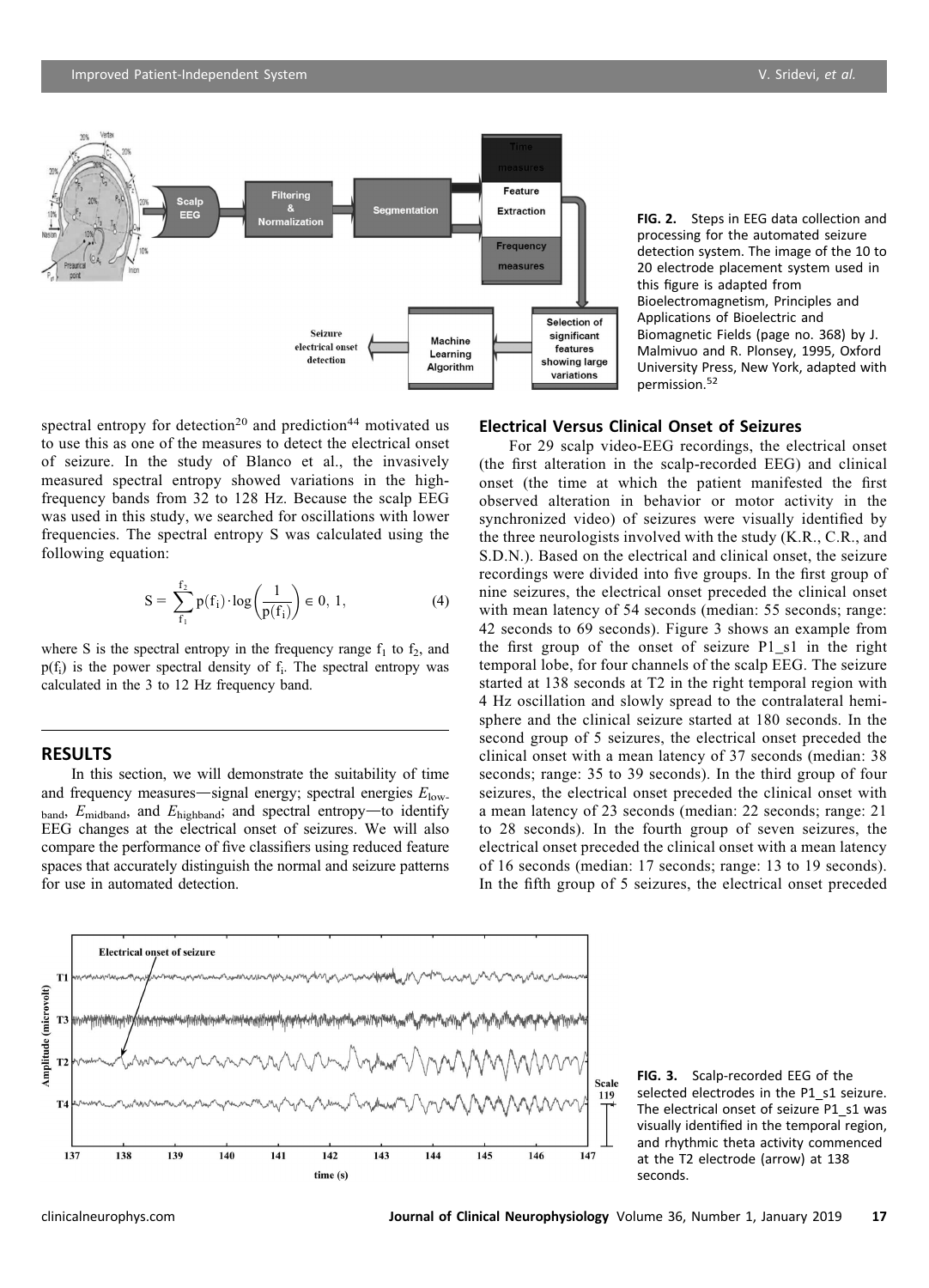FIG. 2. Steps in EEG data collection and processing for the automated seizure detection system. The image of the 10 to 20 electrode placement system used in this figure is adapted from Bioelectromagnetism, Principles and Applications of Bioelectric and Biomagnetic Fields (page no. 368) by J. Malmivuo and R. Plonsey, 1995, Oxford University Press, New York, adapted with permission.[52]

spectral entropy for detection[20] and prediction[44] motivated us to use this as one of the measures to detect the electrical onset of seizure. In the study of Blanco et al., the invasively measured spectral entropy showed variations in the high-frequency bands from 32 to 128 Hz. Because the scalp EEG was used in this study, we searched for oscillations with lower frequencies. The spectral entropy S was calculated using the following equation:

$$S = \sum_{f_1}^{f_2} p(f_i) \cdot \log\left(\frac{1}{p(f_i)}\right) \in 0,\ 1, \tag{4}$$

where S is the spectral entropy in the frequency range $f_1$ to $f_2$, and $p(f_i)$ is the power spectral density of $f_i$. The spectral entropy was calculated in the 3 to 12 Hz frequency band.

## RESULTS

In this section, we will demonstrate the suitability of time and frequency measures—signal energy; spectral energies $E_{\text{low-band}}$, $E_{\text{midband}}$, and $E_{\text{highband}}$; and spectral entropy—to identify EEG changes at the electrical onset of seizures. We will also compare the performance of five classifiers using reduced feature spaces that accurately distinguish the normal and seizure patterns for use in automated detection.

### Electrical Versus Clinical Onset of Seizures

For 29 scalp video-EEG recordings, the electrical onset (the first alteration in the scalp-recorded EEG) and clinical onset (the time at which the patient manifested the first observed alteration in behavior or motor activity in the synchronized video) of seizures were visually identified by the three neurologists involved with the study (K.R., C.R., and S.D.N.). Based on the electrical and clinical onset, the seizure recordings were divided into five groups. In the first group of nine seizures, the electrical onset preceded the clinical onset with mean latency of 54 seconds (median: 55 seconds; range: 42 seconds to 69 seconds). Figure 3 shows an example from the first group of the onset of seizure P1_s1 in the right temporal lobe, for four channels of the scalp EEG. The seizure started at 138 seconds at T2 in the right temporal region with 4 Hz oscillation and slowly spread to the contralateral hemisphere and the clinical seizure started at 180 seconds. In the second group of 5 seizures, the electrical onset preceded the clinical onset with a mean latency of 37 seconds (median: 38 seconds; range: 35 to 39 seconds). In the third group of four seizures, the electrical onset preceded the clinical onset with a mean latency of 23 seconds (median: 22 seconds; range: 21 to 28 seconds). In the fourth group of seven seizures, the electrical onset preceded the clinical onset with a mean latency of 16 seconds (median: 17 seconds; range: 13 to 19 seconds). In the fifth group of 5 seizures, the electrical onset preceded

FIG. 3. Scalp-recorded EEG of the selected electrodes in the P1_s1 seizure. The electrical onset of seizure P1_s1 was visually identified in the temporal region, and rhythmic theta activity commenced at the T2 electrode (arrow) at 138 seconds.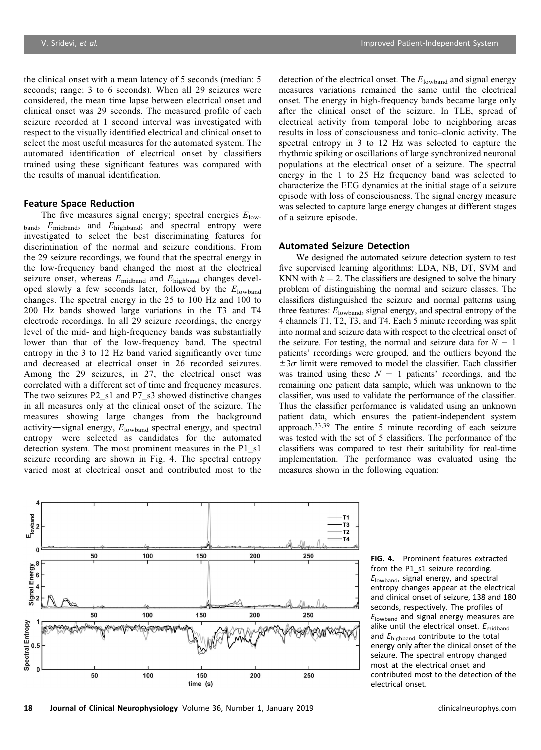the clinical onset with a mean latency of 5 seconds (median: 5 seconds; range: 3 to 6 seconds). When all 29 seizures were considered, the mean time lapse between electrical onset and clinical onset was 29 seconds. The measured profile of each seizure recorded at 1 second interval was investigated with respect to the visually identified electrical and clinical onset to select the most useful measures for the automated system. The automated identification of electrical onset by classifiers trained using these significant features was compared with the results of manual identification.

### Feature Space Reduction

The five measures signal energy; spectral energies $E_{lowband}$, $E_{midband}$, and $E_{highband}$; and spectral entropy were investigated to select the best discriminating features for discrimination of the normal and seizure conditions. From the 29 seizure recordings, we found that the spectral energy in the low-frequency band changed the most at the electrical seizure onset, whereas $E_{midband}$ and $E_{highband}$ changes developed slowly a few seconds later, followed by the $E_{lowband}$ changes. The spectral energy in the 25 to 100 Hz and 100 to 200 Hz bands showed large variations in the T3 and T4 electrode recordings. In all 29 seizure recordings, the energy level of the mid- and high-frequency bands was substantially lower than that of the low-frequency band. The spectral entropy in the 3 to 12 Hz band varied significantly over time and decreased at electrical onset in 26 recorded seizures. Among the 29 seizures, in 27, the electrical onset was correlated with a different set of time and frequency measures. The two seizures P2_s1 and P7_s3 showed distinctive changes in all measures only at the clinical onset of the seizure. The measures showing large changes from the background activity—signal energy, $E_{lowband}$ spectral energy, and spectral entropy—were selected as candidates for the automated detection system. The most prominent measures in the P1_s1 seizure recording are shown in Fig. 4. The spectral entropy varied most at electrical onset and contributed most to the detection of the electrical onset. The $E_{lowband}$ and signal energy measures variations remained the same until the electrical onset. The energy in high-frequency bands became large only after the clinical onset of the seizure. In TLE, spread of electrical activity from temporal lobe to neighboring areas results in loss of consciousness and tonic–clonic activity. The spectral entropy in 3 to 12 Hz was selected to capture the rhythmic spiking or oscillations of large synchronized neuronal populations at the electrical onset of a seizure. The spectral energy in the 1 to 25 Hz frequency band was selected to characterize the EEG dynamics at the initial stage of a seizure episode with loss of consciousness. The signal energy measure was selected to capture large energy changes at different stages of a seizure episode.

### Automated Seizure Detection

We designed the automated seizure detection system to test five supervised learning algorithms: LDA, NB, DT, SVM and KNN with $k = 2$. The classifiers are designed to solve the binary problem of distinguishing the normal and seizure classes. The classifiers distinguished the seizure and normal patterns using three features: $E_{lowband}$, signal energy, and spectral entropy of the 4 channels T1, T2, T3, and T4. Each 5 minute recording was split into normal and seizure data with respect to the electrical onset of the seizure. For testing, the normal and seizure data for $N - 1$ patients' recordings were grouped, and the outliers beyond the $\pm 3\sigma$ limit were removed to model the classifier. Each classifier was trained using these $N - 1$ patients' recordings, and the remaining one patient data sample, which was unknown to the classifier, was used to validate the performance of the classifier. Thus the classifier performance is validated using an unknown patient data, which ensures the patient-independent system approach.[33,39] The entire 5 minute recording of each seizure was tested with the set of 5 classifiers. The performance of the classifiers was compared to test their suitability for real-time implementation. The performance was evaluated using the measures shown in the following equation:

**FIG. 4.** Prominent features extracted from the P1_s1 seizure recording. $E_{lowband}$, signal energy, and spectral entropy changes appear at the electrical and clinical onset of seizure, 138 and 180 seconds, respectively. The profiles of $E_{lowband}$ and signal energy measures are alike until the electrical onset. $E_{midband}$ and $E_{highband}$ contribute to the total energy only after the clinical onset of the seizure. The spectral entropy changed most at the electrical onset and contributed most to the detection of the electrical onset.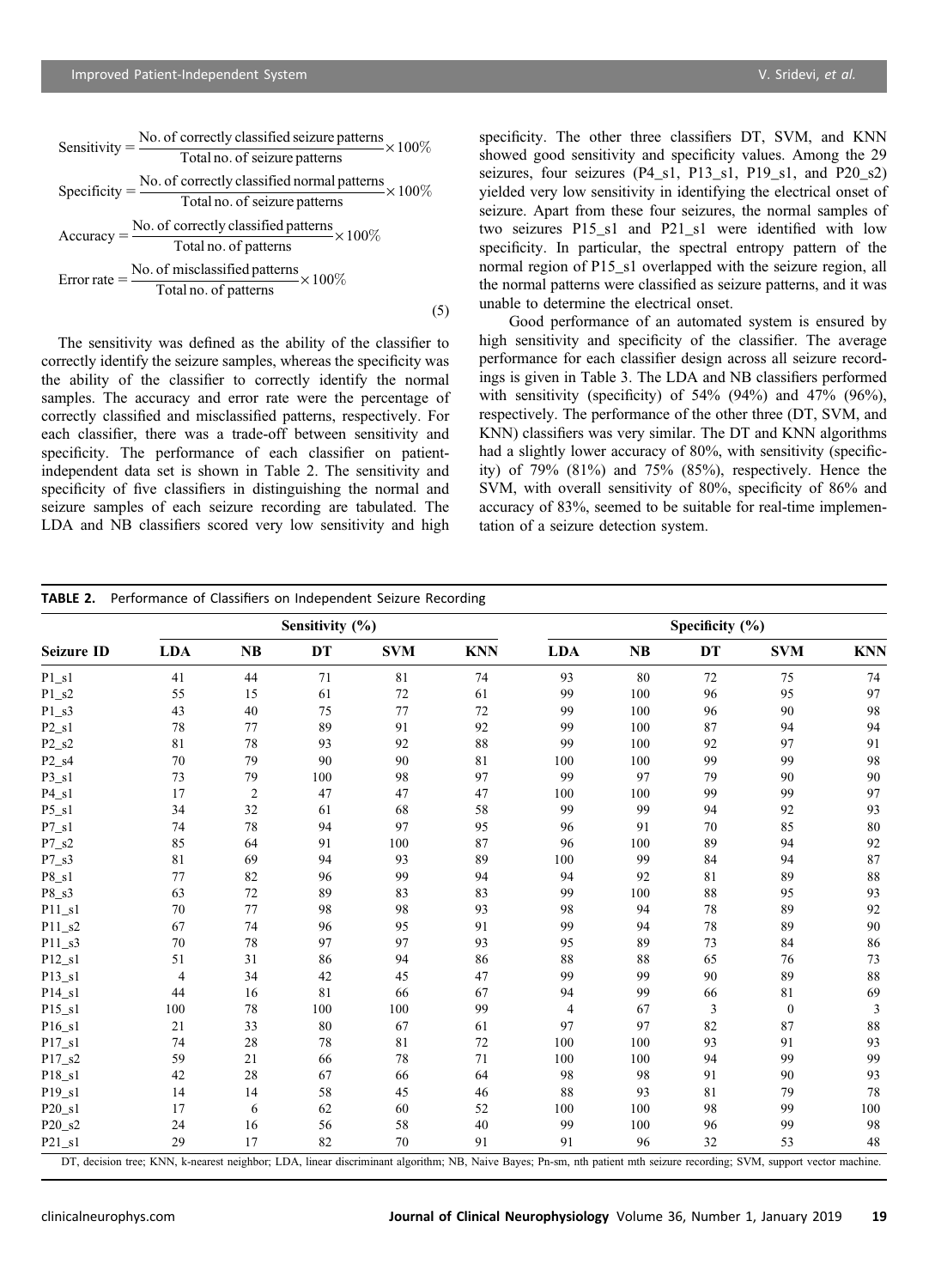$$
\begin{aligned}
\text{Sensitivity} &= \frac{\text{No. of correctly classified seizure patterns}}{\text{Total no. of seizure patterns}} \times 100\% \\
\text{Specificity} &= \frac{\text{No. of correctly classified normal patterns}}{\text{Total no. of seizure patterns}} \times 100\% \\
\text{Accuracy} &= \frac{\text{No. of correctly classified patterns}}{\text{Total no. of patterns}} \times 100\% \\
\text{Error rate} &= \frac{\text{No. of misclassified patterns}}{\text{Total no. of patterns}} \times 100\%
\end{aligned} \tag{5}
$$

The sensitivity was defined as the ability of the classifier to correctly identify the seizure samples, whereas the specificity was the ability of the classifier to correctly identify the normal samples. The accuracy and error rate were the percentage of correctly classified and misclassified patterns, respectively. For each classifier, there was a trade-off between sensitivity and specificity. The performance of each classifier on patient-independent data set is shown in Table 2. The sensitivity and specificity of five classifiers in distinguishing the normal and seizure samples of each seizure recording are tabulated. The LDA and NB classifiers scored very low sensitivity and high specificity. The other three classifiers DT, SVM, and KNN showed good sensitivity and specificity values. Among the 29 seizures, four seizures (P4_s1, P13_s1, P19_s1, and P20_s2) yielded very low sensitivity in identifying the electrical onset of seizure. Apart from these four seizures, the normal samples of two seizures P15_s1 and P21_s1 were identified with low specificity. In particular, the spectral entropy pattern of the normal region of P15_s1 overlapped with the seizure region, all the normal patterns were classified as seizure patterns, and it was unable to determine the electrical onset.

Good performance of an automated system is ensured by high sensitivity and specificity of the classifier. The average performance for each classifier design across all seizure recordings is given in Table 3. The LDA and NB classifiers performed with sensitivity (specificity) of 54% (94%) and 47% (96%), respectively. The performance of the other three (DT, SVM, and KNN) classifiers was very similar. The DT and KNN algorithms had a slightly lower accuracy of 80%, with sensitivity (specificity) of 79% (81%) and 75% (85%), respectively. Hence the SVM, with overall sensitivity of 80%, specificity of 86% and accuracy of 83%, seemed to be suitable for real-time implementation of a seizure detection system.

**TABLE 2.** Performance of Classifiers on Independent Seizure Recording

| | Sensitivity (%) | | | | | Specificity (%) | | | | |
|---|---|---|---|---|---|---|---|---|---|---|
| **Seizure ID** | **LDA** | **NB** | **DT** | **SVM** | **KNN** | **LDA** | **NB** | **DT** | **SVM** | **KNN** |
| P1_s1 | 41 | 44 | 71 | 81 | 74 | 93 | 80 | 72 | 75 | 74 |
| P1_s2 | 55 | 15 | 61 | 72 | 61 | 99 | 100 | 96 | 95 | 97 |
| P1_s3 | 43 | 40 | 75 | 77 | 72 | 99 | 100 | 96 | 90 | 98 |
| P2_s1 | 78 | 77 | 89 | 91 | 92 | 99 | 100 | 87 | 94 | 94 |
| P2_s2 | 81 | 78 | 93 | 92 | 88 | 99 | 100 | 92 | 97 | 91 |
| P2_s4 | 70 | 79 | 90 | 90 | 81 | 100 | 100 | 99 | 99 | 98 |
| P3_s1 | 73 | 79 | 100 | 98 | 97 | 99 | 97 | 79 | 90 | 90 |
| P4_s1 | 17 | 2 | 47 | 47 | 47 | 100 | 100 | 99 | 99 | 97 |
| P5_s1 | 34 | 32 | 61 | 68 | 58 | 99 | 99 | 94 | 92 | 93 |
| P7_s1 | 74 | 78 | 94 | 97 | 95 | 96 | 91 | 70 | 85 | 80 |
| P7_s2 | 85 | 64 | 91 | 100 | 87 | 96 | 100 | 89 | 94 | 92 |
| P7_s3 | 81 | 69 | 94 | 93 | 89 | 100 | 99 | 84 | 94 | 87 |
| P8_s1 | 77 | 82 | 96 | 99 | 94 | 94 | 92 | 81 | 89 | 88 |
| P8_s3 | 63 | 72 | 89 | 83 | 83 | 99 | 100 | 88 | 95 | 93 |
| P11_s1 | 70 | 77 | 98 | 98 | 93 | 98 | 94 | 78 | 89 | 92 |
| P11_s2 | 67 | 74 | 96 | 95 | 91 | 99 | 94 | 78 | 89 | 90 |
| P11_s3 | 70 | 78 | 97 | 97 | 93 | 95 | 89 | 73 | 84 | 86 |
| P12_s1 | 51 | 31 | 86 | 94 | 86 | 88 | 88 | 65 | 76 | 73 |
| P13_s1 | 4 | 34 | 42 | 45 | 47 | 99 | 99 | 90 | 89 | 88 |
| P14_s1 | 44 | 16 | 81 | 66 | 67 | 94 | 99 | 66 | 81 | 69 |
| P15_s1 | 100 | 78 | 100 | 100 | 99 | 4 | 67 | 3 | 0 | 3 |
| P16_s1 | 21 | 33 | 80 | 67 | 61 | 97 | 97 | 82 | 87 | 88 |
| P17_s1 | 74 | 28 | 78 | 81 | 72 | 100 | 100 | 93 | 91 | 93 |
| P17_s2 | 59 | 21 | 66 | 78 | 71 | 100 | 100 | 94 | 99 | 99 |
| P18_s1 | 42 | 28 | 67 | 66 | 64 | 98 | 98 | 91 | 90 | 93 |
| P19_s1 | 14 | 14 | 58 | 45 | 46 | 88 | 93 | 81 | 79 | 78 |
| P20_s1 | 17 | 6 | 62 | 60 | 52 | 100 | 100 | 98 | 99 | 100 |
| P20_s2 | 24 | 16 | 56 | 58 | 40 | 99 | 100 | 96 | 99 | 98 |
| P21_s1 | 29 | 17 | 82 | 70 | 91 | 91 | 96 | 32 | 53 | 48 |

DT, decision tree; KNN, k-nearest neighbor; LDA, linear discriminant algorithm; NB, Naive Bayes; Pn-sm, nth patient mth seizure recording; SVM, support vector machine.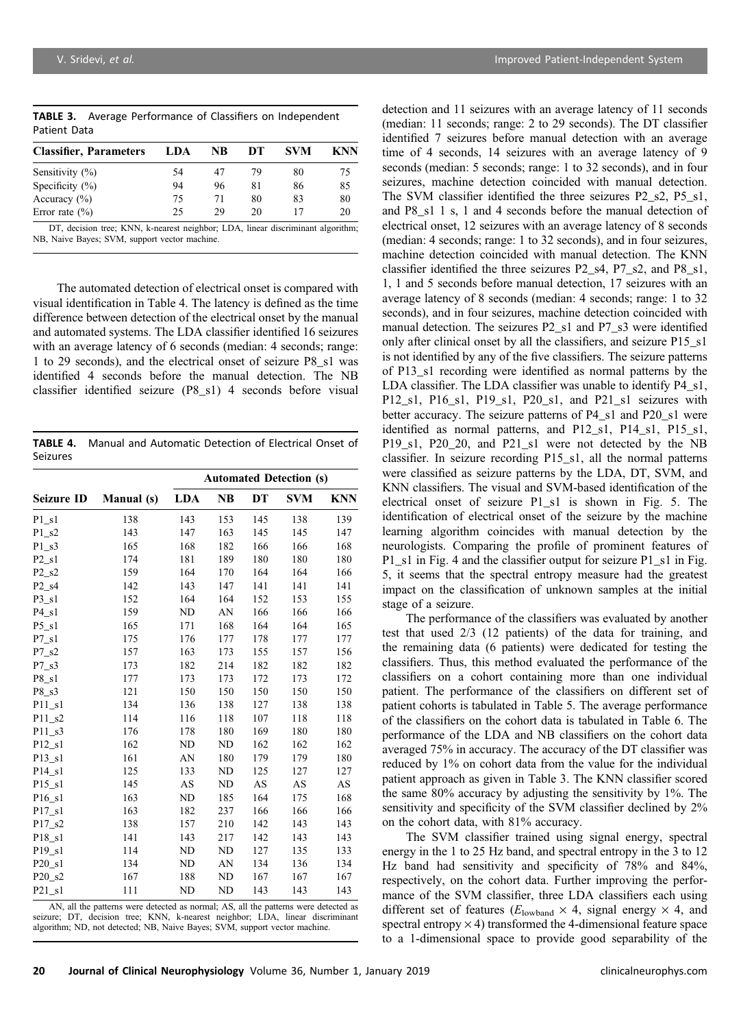**TABLE 3.** Average Performance of Classifiers on Independent Patient Data

| Classifier, Parameters | LDA | NB | DT | SVM | KNN |
|---|---|---|---|---|---|
| Sensitivity (%) | 54 | 47 | 79 | 80 | 75 |
| Specificity (%) | 94 | 96 | 81 | 86 | 85 |
| Accuracy (%) | 75 | 71 | 80 | 83 | 80 |
| Error rate (%) | 25 | 29 | 20 | 17 | 20 |

DT, decision tree; KNN, k-nearest neighbor; LDA, linear discriminant algorithm; NB, Naive Bayes; SVM, support vector machine.

The automated detection of electrical onset is compared with visual identification in Table 4. The latency is defined as the time difference between detection of the electrical onset by the manual and automated systems. The LDA classifier identified 16 seizures with an average latency of 6 seconds (median: 4 seconds; range: 1 to 29 seconds), and the electrical onset of seizure P8_s1 was identified 4 seconds before the manual detection. The NB classifier identified seizure (P8_s1) 4 seconds before visual detection and 11 seizures with an average latency of 11 seconds (median: 11 seconds; range: 2 to 29 seconds). The DT classifier identified 7 seizures before manual detection with an average time of 4 seconds, 14 seizures with an average latency of 9 seconds (median: 5 seconds; range: 1 to 32 seconds), and in four seizures, machine detection coincided with manual detection. The SVM classifier identified the three seizures P2_s2, P5_s1, and P8_s1 1 s, 1 and 4 seconds before the manual detection of electrical onset, 12 seizures with an average latency of 8 seconds (median: 4 seconds; range: 1 to 32 seconds), and in four seizures, machine detection coincided with manual detection. The KNN classifier identified the three seizures P2_s4, P7_s2, and P8_s1, 1, 1 and 5 seconds before manual detection, 17 seizures with an average latency of 8 seconds (median: 4 seconds; range: 1 to 32 seconds), and in four seizures, machine detection coincided with manual detection. The seizures P2_s1 and P7_s3 were identified only after clinical onset by all the classifiers, and seizure P15_s1 is not identified by any of the five classifiers. The seizure patterns of P13_s1 recording were identified as normal patterns by the LDA classifier. The LDA classifier was unable to identify P4_s1, P12_s1, P16_s1, P19_s1, P20_s1, and P21_s1 seizures with better accuracy. The seizure patterns of P4_s1 and P20_s1 were identified as normal patterns, and P12_s1, P14_s1, P15_s1, P19_s1, P20_20, and P21_s1 were not detected by the NB classifier. In seizure recording P15_s1, all the normal patterns were classified as seizure patterns by the LDA, DT, SVM, and KNN classifiers. The visual and SVM-based identification of the electrical onset of seizure P1_s1 is shown in Fig. 5. The identification of electrical onset of the seizure by the machine learning algorithm coincides with manual detection by the neurologists. Comparing the profile of prominent features of P1_s1 in Fig. 4 and the classifier output for seizure P1_s1 in Fig. 5, it seems that the spectral entropy measure had the greatest impact on the classification of unknown samples at the initial stage of a seizure.

**TABLE 4.** Manual and Automatic Detection of Electrical Onset of Seizures

| | | Automated Detection (s) | | | | |
|---|---|---|---|---|---|---|
| **Seizure ID** | **Manual (s)** | **LDA** | **NB** | **DT** | **SVM** | **KNN** |
| P1_s1 | 138 | 143 | 153 | 145 | 138 | 139 |
| P1_s2 | 143 | 147 | 163 | 145 | 145 | 147 |
| P1_s3 | 165 | 168 | 182 | 166 | 166 | 168 |
| P2_s1 | 174 | 181 | 189 | 180 | 180 | 180 |
| P2_s2 | 159 | 164 | 170 | 164 | 164 | 166 |
| P2_s4 | 142 | 143 | 147 | 141 | 141 | 141 |
| P3_s1 | 152 | 164 | 164 | 152 | 153 | 155 |
| P4_s1 | 159 | ND | AN | 166 | 166 | 166 |
| P5_s1 | 165 | 171 | 168 | 164 | 164 | 165 |
| P7_s1 | 175 | 176 | 177 | 178 | 177 | 177 |
| P7_s2 | 157 | 163 | 173 | 155 | 157 | 156 |
| P7_s3 | 173 | 182 | 214 | 182 | 182 | 182 |
| P8_s1 | 177 | 173 | 173 | 172 | 173 | 172 |
| P8_s3 | 121 | 150 | 150 | 150 | 150 | 150 |
| P11_s1 | 134 | 136 | 138 | 127 | 138 | 138 |
| P11_s2 | 114 | 116 | 118 | 107 | 118 | 118 |
| P11_s3 | 176 | 178 | 180 | 169 | 180 | 180 |
| P12_s1 | 162 | ND | ND | 162 | 162 | 162 |
| P13_s1 | 161 | AN | 180 | 179 | 179 | 180 |
| P14_s1 | 125 | 133 | ND | 125 | 127 | 127 |
| P15_s1 | 145 | AS | ND | AS | AS | AS |
| P16_s1 | 163 | ND | 185 | 164 | 175 | 168 |
| P17_s1 | 163 | 182 | 237 | 166 | 166 | 166 |
| P17_s2 | 138 | 157 | 210 | 142 | 143 | 143 |
| P18_s1 | 141 | 143 | 217 | 142 | 143 | 143 |
| P19_s1 | 114 | ND | ND | 127 | 135 | 133 |
| P20_s1 | 134 | ND | AN | 134 | 136 | 134 |
| P20_s2 | 167 | 188 | ND | 167 | 167 | 167 |
| P21_s1 | 111 | ND | ND | 143 | 143 | 143 |

AN, all the patterns were detected as normal; AS, all the patterns were detected as seizure; DT, decision tree; KNN, k-nearest neighbor; LDA, linear discriminant algorithm; ND, not detected; NB, Naive Bayes; SVM, support vector machine.

The performance of the classifiers was evaluated by another test that used 2/3 (12 patients) of the data for training, and the remaining data (6 patients) were dedicated for testing the classifiers. Thus, this method evaluated the performance of the classifiers on a cohort containing more than one individual patient. The performance of the classifiers on different set of patient cohorts is tabulated in Table 5. The average performance of the classifiers on the cohort data is tabulated in Table 6. The performance of the LDA and NB classifiers on the cohort data averaged 75% in accuracy. The accuracy of the DT classifier was reduced by 1% on cohort data from the value for the individual patient approach as given in Table 3. The KNN classifier scored the same 80% accuracy by adjusting the sensitivity by 1%. The sensitivity and specificity of the SVM classifier declined by 2% on the cohort data, with 81% accuracy.

The SVM classifier trained using signal energy, spectral energy in the 1 to 25 Hz band, and spectral entropy in the 3 to 12 Hz band had sensitivity and specificity of 78% and 84%, respectively, on the cohort data. Further improving the performance of the SVM classifier, three LDA classifiers each using different set of features ($E_{\text{lowband}} \times 4$, signal energy $\times$ 4, and spectral entropy $\times$ 4) transformed the 4-dimensional feature space to a 1-dimensional space to provide good separability of the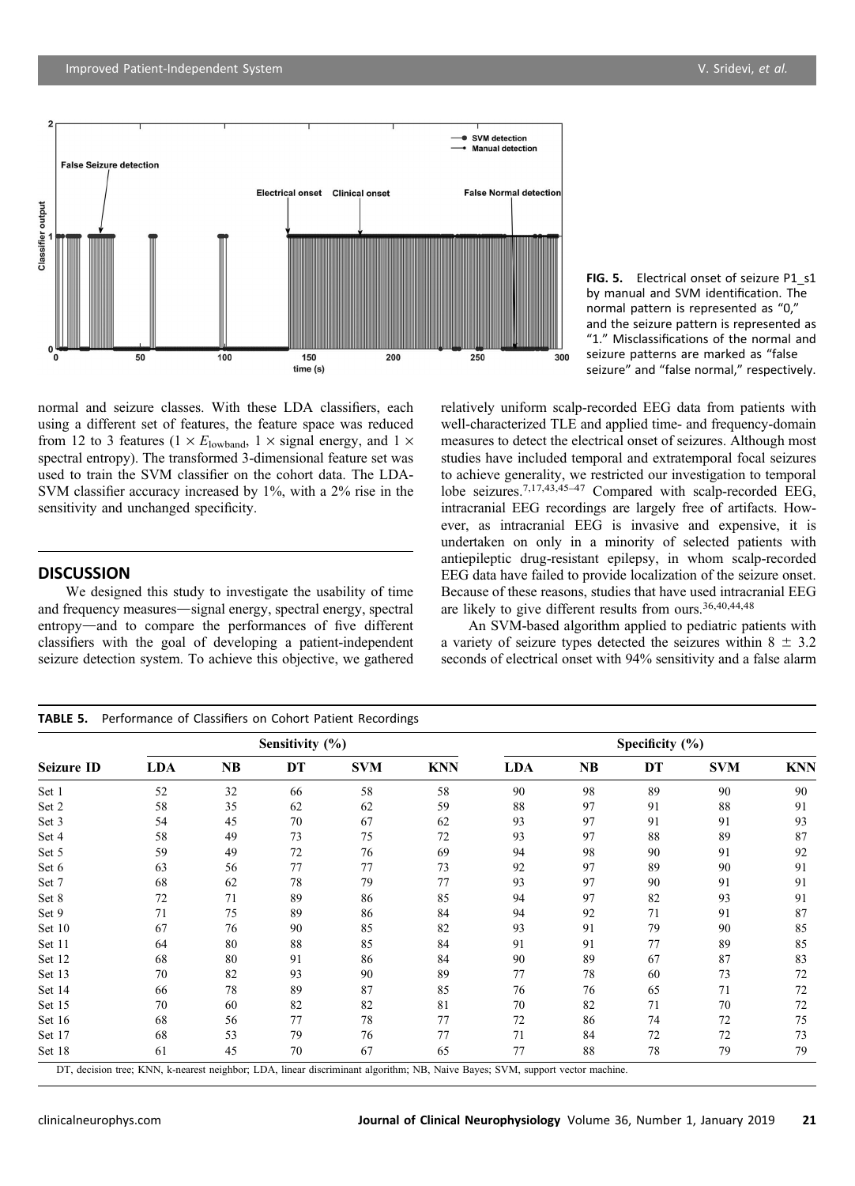FIG. 5. Electrical onset of seizure P1_s1 by manual and SVM identification. The normal pattern is represented as "0," and the seizure pattern is represented as "1." Misclassifications of the normal and seizure patterns are marked as "false seizure" and "false normal," respectively.

normal and seizure classes. With these LDA classifiers, each using a different set of features, the feature space was reduced from 12 to 3 features ($1 \times E_{\text{lowband}}$, $1 \times$ signal energy, and $1 \times$ spectral entropy). The transformed 3-dimensional feature set was used to train the SVM classifier on the cohort data. The LDA-SVM classifier accuracy increased by 1%, with a 2% rise in the sensitivity and unchanged specificity.

## DISCUSSION

We designed this study to investigate the usability of time and frequency measures—signal energy, spectral energy, spectral entropy—and to compare the performances of five different classifiers with the goal of developing a patient-independent seizure detection system. To achieve this objective, we gathered relatively uniform scalp-recorded EEG data from patients with well-characterized TLE and applied time- and frequency-domain measures to detect the electrical onset of seizures. Although most studies have included temporal and extratemporal focal seizures to achieve generality, we restricted our investigation to temporal lobe seizures.[7,17,43,45–47] Compared with scalp-recorded EEG, intracranial EEG recordings are largely free of artifacts. However, as intracranial EEG is invasive and expensive, it is undertaken on only in a minority of selected patients with antiepileptic drug-resistant epilepsy, in whom scalp-recorded EEG data have failed to provide localization of the seizure onset. Because of these reasons, studies that have used intracranial EEG are likely to give different results from ours.[36,40,44,48]

An SVM-based algorithm applied to pediatric patients with a variety of seizure types detected the seizures within $8 \pm 3.2$ seconds of electrical onset with 94% sensitivity and a false alarm

**TABLE 5.** Performance of Classifiers on Cohort Patient Recordings

| Seizure ID | Sensitivity (%) | | | | | Specificity (%) | | | | |
|---|---|---|---|---|---|---|---|---|---|---|
| | LDA | NB | DT | SVM | KNN | LDA | NB | DT | SVM | KNN |
| Set 1 | 52 | 32 | 66 | 58 | 58 | 90 | 98 | 89 | 90 | 90 |
| Set 2 | 58 | 35 | 62 | 62 | 59 | 88 | 97 | 91 | 88 | 91 |
| Set 3 | 54 | 45 | 70 | 67 | 62 | 93 | 97 | 91 | 91 | 93 |
| Set 4 | 58 | 49 | 73 | 75 | 72 | 93 | 97 | 88 | 89 | 87 |
| Set 5 | 59 | 49 | 72 | 76 | 69 | 94 | 98 | 90 | 91 | 92 |
| Set 6 | 63 | 56 | 77 | 77 | 73 | 92 | 97 | 89 | 90 | 91 |
| Set 7 | 68 | 62 | 78 | 79 | 77 | 93 | 97 | 90 | 91 | 91 |
| Set 8 | 72 | 71 | 89 | 86 | 85 | 94 | 97 | 82 | 93 | 91 |
| Set 9 | 71 | 75 | 89 | 86 | 84 | 94 | 92 | 71 | 91 | 87 |
| Set 10 | 67 | 76 | 90 | 85 | 82 | 93 | 91 | 79 | 90 | 85 |
| Set 11 | 64 | 80 | 88 | 85 | 84 | 91 | 91 | 77 | 89 | 85 |
| Set 12 | 68 | 80 | 91 | 86 | 84 | 90 | 89 | 67 | 87 | 83 |
| Set 13 | 70 | 82 | 93 | 90 | 89 | 77 | 78 | 60 | 73 | 72 |
| Set 14 | 66 | 78 | 89 | 87 | 85 | 76 | 76 | 65 | 71 | 72 |
| Set 15 | 70 | 60 | 82 | 82 | 81 | 70 | 82 | 71 | 70 | 72 |
| Set 16 | 68 | 56 | 77 | 78 | 77 | 72 | 86 | 74 | 72 | 75 |
| Set 17 | 68 | 53 | 79 | 76 | 77 | 71 | 84 | 72 | 72 | 73 |
| Set 18 | 61 | 45 | 70 | 67 | 65 | 77 | 88 | 78 | 79 | 79 |

DT, decision tree; KNN, k-nearest neighbor; LDA, linear discriminant algorithm; NB, Naive Bayes; SVM, support vector machine.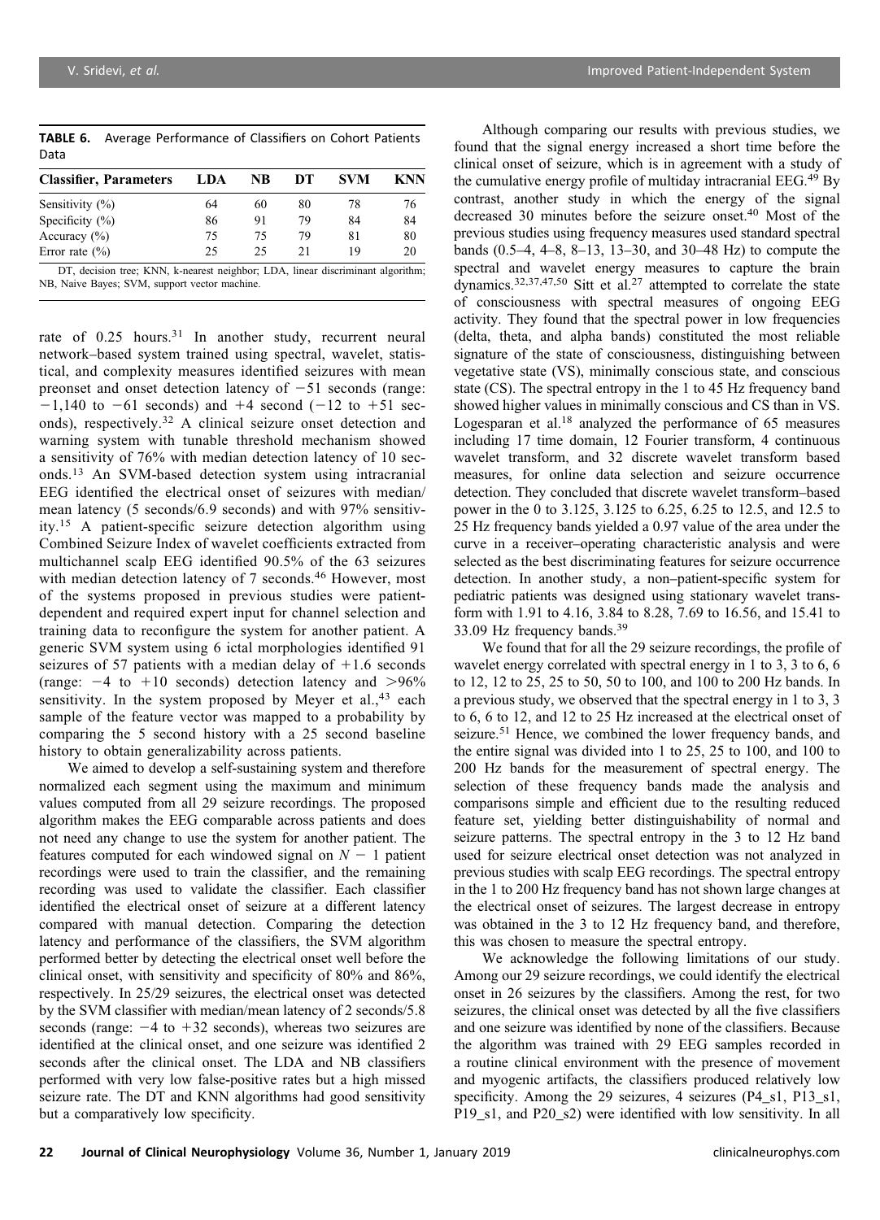**TABLE 6.** Average Performance of Classifiers on Cohort Patients Data

| Classifier, Parameters | LDA | NB | DT | SVM | KNN |
|---|---|---|---|---|---|
| Sensitivity (%) | 64 | 60 | 80 | 78 | 76 |
| Specificity (%) | 86 | 91 | 79 | 84 | 84 |
| Accuracy (%) | 75 | 75 | 79 | 81 | 80 |
| Error rate (%) | 25 | 25 | 21 | 19 | 20 |

DT, decision tree; KNN, k-nearest neighbor; LDA, linear discriminant algorithm; NB, Naive Bayes; SVM, support vector machine.

rate of 0.25 hours.[31] In another study, recurrent neural network–based system trained using spectral, wavelet, statistical, and complexity measures identified seizures with mean preonset and onset detection latency of −51 seconds (range: −1,140 to −61 seconds) and +4 second (−12 to +51 seconds), respectively.[32] A clinical seizure onset detection and warning system with tunable threshold mechanism showed a sensitivity of 76% with median detection latency of 10 seconds.[13] An SVM-based detection system using intracranial EEG identified the electrical onset of seizures with median/mean latency (5 seconds/6.9 seconds) and with 97% sensitivity.[15] A patient-specific seizure detection algorithm using Combined Seizure Index of wavelet coefficients extracted from multichannel scalp EEG identified 90.5% of the 63 seizures with median detection latency of 7 seconds.[46] However, most of the systems proposed in previous studies were patient-dependent and required expert input for channel selection and training data to reconfigure the system for another patient. A generic SVM system using 6 ictal morphologies identified 91 seizures of 57 patients with a median delay of +1.6 seconds (range: −4 to +10 seconds) detection latency and >96% sensitivity. In the system proposed by Meyer et al.,[43] each sample of the feature vector was mapped to a probability by comparing the 5 second history with a 25 second baseline history to obtain generalizability across patients.

We aimed to develop a self-sustaining system and therefore normalized each segment using the maximum and minimum values computed from all 29 seizure recordings. The proposed algorithm makes the EEG comparable across patients and does not need any change to use the system for another patient. The features computed for each windowed signal on $N - 1$ patient recordings were used to train the classifier, and the remaining recording was used to validate the classifier. Each classifier identified the electrical onset of seizure at a different latency compared with manual detection. Comparing the detection latency and performance of the classifiers, the SVM algorithm performed better by detecting the electrical onset well before the clinical onset, with sensitivity and specificity of 80% and 86%, respectively. In 25/29 seizures, the electrical onset was detected by the SVM classifier with median/mean latency of 2 seconds/5.8 seconds (range: −4 to +32 seconds), whereas two seizures are identified at the clinical onset, and one seizure was identified 2 seconds after the clinical onset. The LDA and NB classifiers performed with very low false-positive rates but a high missed seizure rate. The DT and KNN algorithms had good sensitivity but a comparatively low specificity.

Although comparing our results with previous studies, we found that the signal energy increased a short time before the clinical onset of seizure, which is in agreement with a study of the cumulative energy profile of multiday intracranial EEG.[49] By contrast, another study in which the energy of the signal decreased 30 minutes before the seizure onset.[40] Most of the previous studies using frequency measures used standard spectral bands (0.5–4, 4–8, 8–13, 13–30, and 30–48 Hz) to compute the spectral and wavelet energy measures to capture the brain dynamics.[32,37,47,50] Sitt et al.[27] attempted to correlate the state of consciousness with spectral measures of ongoing EEG activity. They found that the spectral power in low frequencies (delta, theta, and alpha bands) constituted the most reliable signature of the state of consciousness, distinguishing between vegetative state (VS), minimally conscious state, and conscious state (CS). The spectral entropy in the 1 to 45 Hz frequency band showed higher values in minimally conscious and CS than in VS. Logesparan et al.[18] analyzed the performance of 65 measures including 17 time domain, 12 Fourier transform, 4 continuous wavelet transform, and 32 discrete wavelet transform based measures, for online data selection and seizure occurrence detection. They concluded that discrete wavelet transform–based power in the 0 to 3.125, 3.125 to 6.25, 6.25 to 12.5, and 12.5 to 25 Hz frequency bands yielded a 0.97 value of the area under the curve in a receiver–operating characteristic analysis and were selected as the best discriminating features for seizure occurrence detection. In another study, a non–patient-specific system for pediatric patients was designed using stationary wavelet transform with 1.91 to 4.16, 3.84 to 8.28, 7.69 to 16.56, and 15.41 to 33.09 Hz frequency bands.[39]

We found that for all the 29 seizure recordings, the profile of wavelet energy correlated with spectral energy in 1 to 3, 3 to 6, 6 to 12, 12 to 25, 25 to 50, 50 to 100, and 100 to 200 Hz bands. In a previous study, we observed that the spectral energy in 1 to 3, 3 to 6, 6 to 12, and 12 to 25 Hz increased at the electrical onset of seizure.[51] Hence, we combined the lower frequency bands, and the entire signal was divided into 1 to 25, 25 to 100, and 100 to 200 Hz bands for the measurement of spectral energy. The selection of these frequency bands made the analysis and comparisons simple and efficient due to the resulting reduced feature set, yielding better distinguishability of normal and seizure patterns. The spectral entropy in the 3 to 12 Hz band used for seizure electrical onset detection was not analyzed in previous studies with scalp EEG recordings. The spectral entropy in the 1 to 200 Hz frequency band has not shown large changes at the electrical onset of seizures. The largest decrease in entropy was obtained in the 3 to 12 Hz frequency band, and therefore, this was chosen to measure the spectral entropy.

We acknowledge the following limitations of our study. Among our 29 seizure recordings, we could identify the electrical onset in 26 seizures by the classifiers. Among the rest, for two seizures, the clinical onset was detected by all the five classifiers and one seizure was identified by none of the classifiers. Because the algorithm was trained with 29 EEG samples recorded in a routine clinical environment with the presence of movement and myogenic artifacts, the classifiers produced relatively low specificity. Among the 29 seizures, 4 seizures (P4_s1, P13_s1, P19_s1, and P20_s2) were identified with low sensitivity. In all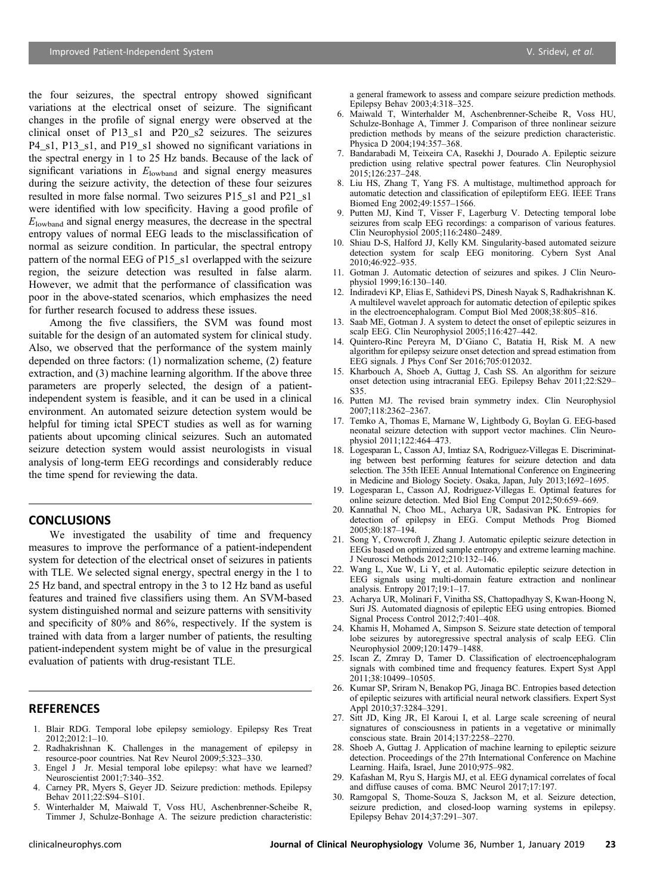the four seizures, the spectral entropy showed significant variations at the electrical onset of seizure. The significant changes in the profile of signal energy were observed at the clinical onset of P13_s1 and P20_s2 seizures. The seizures P4_s1, P13_s1, and P19_s1 showed no significant variations in the spectral energy in 1 to 25 Hz bands. Because of the lack of significant variations in $E_{\text{lowband}}$ and signal energy measures during the seizure activity, the detection of these four seizures resulted in more false normal. Two seizures P15_s1 and P21_s1 were identified with low specificity. Having a good profile of $E_{\text{lowband}}$ and signal energy measures, the decrease in the spectral entropy values of normal EEG leads to the misclassification of normal as seizure condition. In particular, the spectral entropy pattern of the normal EEG of P15_s1 overlapped with the seizure region, the seizure detection was resulted in false alarm. However, we admit that the performance of classification was poor in the above-stated scenarios, which emphasizes the need for further research focused to address these issues.

Among the five classifiers, the SVM was found most suitable for the design of an automated system for clinical study. Also, we observed that the performance of the system mainly depended on three factors: (1) normalization scheme, (2) feature extraction, and (3) machine learning algorithm. If the above three parameters are properly selected, the design of a patient-independent system is feasible, and it can be used in a clinical environment. An automated seizure detection system would be helpful for timing ictal SPECT studies as well as for warning patients about upcoming clinical seizures. Such an automated seizure detection system would assist neurologists in visual analysis of long-term EEG recordings and considerably reduce the time spend for reviewing the data.

## CONCLUSIONS

We investigated the usability of time and frequency measures to improve the performance of a patient-independent system for detection of the electrical onset of seizures in patients with TLE. We selected signal energy, spectral energy in the 1 to 25 Hz band, and spectral entropy in the 3 to 12 Hz band as useful features and trained five classifiers using them. An SVM-based system distinguished normal and seizure patterns with sensitivity and specificity of 80% and 86%, respectively. If the system is trained with data from a larger number of patients, the resulting patient-independent system might be of value in the presurgical evaluation of patients with drug-resistant TLE.

## REFERENCES

1. Blair RDG. Temporal lobe epilepsy semiology. Epilepsy Res Treat 2012;2012:1–10.
2. Radhakrishnan K. Challenges in the management of epilepsy in resource-poor countries. Nat Rev Neurol 2009;5:323–330.
3. Engel J Jr. Mesial temporal lobe epilepsy: what have we learned? Neuroscientist 2001;7:340–352.
4. Carney PR, Myers S, Geyer JD. Seizure prediction: methods. Epilepsy Behav 2011;22:S94–S101.
5. Winterhalder M, Maiwald T, Voss HU, Aschenbrenner-Scheibe R, Timmer J, Schulze-Bonhage A. The seizure prediction characteristic: a general framework to assess and compare seizure prediction methods. Epilepsy Behav 2003;4:318–325.
6. Maiwald T, Winterhalder M, Aschenbrenner-Scheibe R, Voss HU, Schulze-Bonhage A, Timmer J. Comparison of three nonlinear seizure prediction methods by means of the seizure prediction characteristic. Physica D 2004;194:357–368.
7. Bandarabadi M, Teixeira CA, Rasekhi J, Dourado A. Epileptic seizure prediction using relative spectral power features. Clin Neurophysiol 2015;126:237–248.
8. Liu HS, Zhang T, Yang FS. A multistage, multimethod approach for automatic detection and classification of epileptiform EEG. IEEE Trans Biomed Eng 2002;49:1557–1566.
9. Putten MJ, Kind T, Visser F, Lagerburg V. Detecting temporal lobe seizures from scalp EEG recordings: a comparison of various features. Clin Neurophysiol 2005;116:2480–2489.
10. Shiau D-S, Halford JJ, Kelly KM. Singularity-based automated seizure detection system for scalp EEG monitoring. Cybern Syst Anal 2010;46:922–935.
11. Gotman J. Automatic detection of seizures and spikes. J Clin Neurophysiol 1999;16:130–140.
12. Indiradevi KP, Elias E, Sathidevi PS, Dinesh Nayak S, Radhakrishnan K. A multilevel wavelet approach for automatic detection of epileptic spikes in the electroencephalogram. Comput Biol Med 2008;38:805–816.
13. Saab ME, Gotman J. A system to detect the onset of epileptic seizures in scalp EEG. Clin Neurophysiol 2005;116:427–442.
14. Quintero-Rinc Pereyra M, D'Giano C, Batatia H, Risk M. A new algorithm for epilepsy seizure onset detection and spread estimation from EEG signals. J Phys Conf Ser 2016;705:012032.
15. Kharbouch A, Shoeb A, Guttag J, Cash SS. An algorithm for seizure onset detection using intracranial EEG. Epilepsy Behav 2011;22:S29–S35.
16. Putten MJ. The revised brain symmetry index. Clin Neurophysiol 2007;118:2362–2367.
17. Temko A, Thomas E, Marnane W, Lightbody G, Boylan G. EEG-based neonatal seizure detection with support vector machines. Clin Neurophysiol 2011;122:464–473.
18. Logesparan L, Casson AJ, Imtiaz SA, Rodriguez-Villegas E. Discriminating between best performing features for seizure detection and data selection. The 35th IEEE Annual International Conference on Engineering in Medicine and Biology Society. Osaka, Japan, July 2013;1692–1695.
19. Logesparan L, Casson AJ, Rodriguez-Villegas E. Optimal features for online seizure detection. Med Biol Eng Comput 2012;50:659–669.
20. Kannathal N, Choo ML, Acharya UR, Sadasivan PK. Entropies for detection of epilepsy in EEG. Comput Methods Prog Biomed 2005;80:187–194.
21. Song Y, Crowcroft J, Zhang J. Automatic epileptic seizure detection in EEGs based on optimized sample entropy and extreme learning machine. J Neurosci Methods 2012;210:132–146.
22. Wang L, Xue W, Li Y, et al. Automatic epileptic seizure detection in EEG signals using multi-domain feature extraction and nonlinear analysis. Entropy 2017;19:1–17.
23. Acharya UR, Molinari F, Vinitha SS, Chattopadhyay S, Kwan-Hoong N, Suri JS. Automated diagnosis of epileptic EEG using entropies. Biomed Signal Process Control 2012;7:401–408.
24. Khamis H, Mohamed A, Simpson S. Seizure state detection of temporal lobe seizures by autoregressive spectral analysis of scalp EEG. Clin Neurophysiol 2009;120:1479–1488.
25. Iscan Z, Zmray D, Tamer D. Classification of electroencephalogram signals with combined time and frequency features. Expert Syst Appl 2011;38:10499–10505.
26. Kumar SP, Sriram N, Benakop PG, Jinaga BC. Entropies based detection of epileptic seizures with artificial neural network classifiers. Expert Syst Appl 2010;37:3284–3291.
27. Sitt JD, King JR, El Karoui I, et al. Large scale screening of neural signatures of consciousness in patients in a vegetative or minimally conscious state. Brain 2014;137:2258–2270.
28. Shoeb A, Guttag J. Application of machine learning to epileptic seizure detection. Proceedings of the 27th International Conference on Machine Learning. Haifa, Israel, June 2010;975–982.
29. Kafashan M, Ryu S, Hargis MJ, et al. EEG dynamical correlates of focal and diffuse causes of coma. BMC Neurol 2017;17:197.
30. Ramgopal S, Thome-Souza S, Jackson M, et al. Seizure detection, seizure prediction, and closed-loop warning systems in epilepsy. Epilepsy Behav 2014;37:291–307.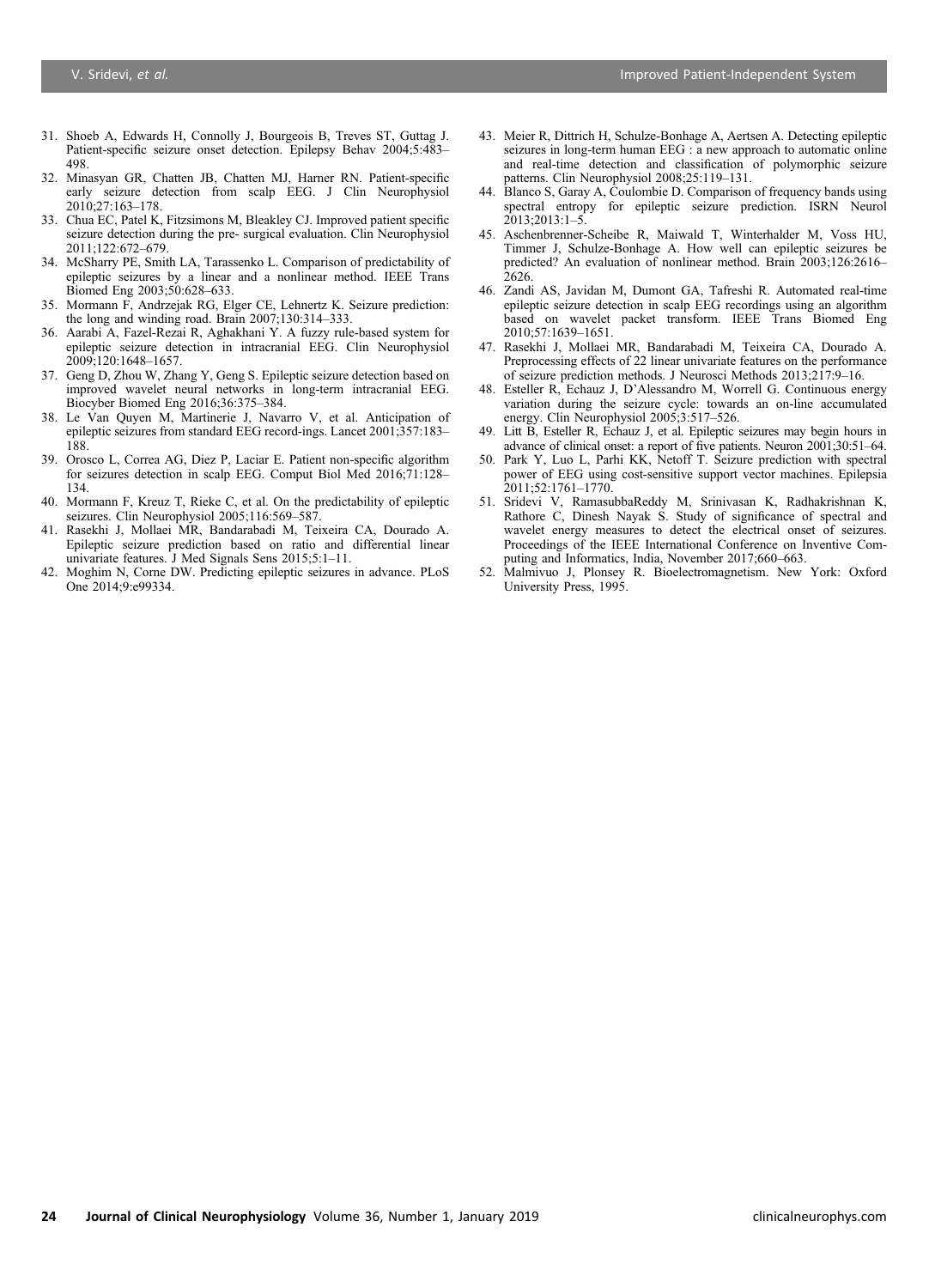31. Shoeb A, Edwards H, Connolly J, Bourgeois B, Treves ST, Guttag J. Patient-specific seizure onset detection. Epilepsy Behav 2004;5:483–498.
32. Minasyan GR, Chatten JB, Chatten MJ, Harner RN. Patient-specific early seizure detection from scalp EEG. J Clin Neurophysiol 2010;27:163–178.
33. Chua EC, Patel K, Fitzsimons M, Bleakley CJ. Improved patient specific seizure detection during the pre- surgical evaluation. Clin Neurophysiol 2011;122:672–679.
34. McSharry PE, Smith LA, Tarassenko L. Comparison of predictability of epileptic seizures by a linear and a nonlinear method. IEEE Trans Biomed Eng 2003;50:628–633.
35. Mormann F, Andrzejak RG, Elger CE, Lehnertz K. Seizure prediction: the long and winding road. Brain 2007;130:314–333.
36. Aarabi A, Fazel-Rezai R, Aghakhani Y. A fuzzy rule-based system for epileptic seizure detection in intracranial EEG. Clin Neurophysiol 2009;120:1648–1657.
37. Geng D, Zhou W, Zhang Y, Geng S. Epileptic seizure detection based on improved wavelet neural networks in long-term intracranial EEG. Biocyber Biomed Eng 2016;36:375–384.
38. Le Van Quyen M, Martinerie J, Navarro V, et al. Anticipation of epileptic seizures from standard EEG record-ings. Lancet 2001;357:183–188.
39. Orosco L, Correa AG, Diez P, Laciar E. Patient non-specific algorithm for seizures detection in scalp EEG. Comput Biol Med 2016;71:128–134.
40. Mormann F, Kreuz T, Rieke C, et al. On the predictability of epileptic seizures. Clin Neurophysiol 2005;116:569–587.
41. Rasekhi J, Mollaei MR, Bandarabadi M, Teixeira CA, Dourado A. Epileptic seizure prediction based on ratio and differential linear univariate features. J Med Signals Sens 2015;5:1–11.
42. Moghim N, Corne DW. Predicting epileptic seizures in advance. PLoS One 2014;9:e99334.
43. Meier R, Dittrich H, Schulze-Bonhage A, Aertsen A. Detecting epileptic seizures in long-term human EEG : a new approach to automatic online and real-time detection and classification of polymorphic seizure patterns. Clin Neurophysiol 2008;25:119–131.
44. Blanco S, Garay A, Coulombie D. Comparison of frequency bands using spectral entropy for epileptic seizure prediction. ISRN Neurol 2013;2013:1–5.
45. Aschenbrenner-Scheibe R, Maiwald T, Winterhalder M, Voss HU, Timmer J, Schulze-Bonhage A. How well can epileptic seizures be predicted? An evaluation of nonlinear method. Brain 2003;126:2616–2626.
46. Zandi AS, Javidan M, Dumont GA, Tafreshi R. Automated real-time epileptic seizure detection in scalp EEG recordings using an algorithm based on wavelet packet transform. IEEE Trans Biomed Eng 2010;57:1639–1651.
47. Rasekhi J, Mollaei MR, Bandarabadi M, Teixeira CA, Dourado A. Preprocessing effects of 22 linear univariate features on the performance of seizure prediction methods. J Neurosci Methods 2013;217:9–16.
48. Esteller R, Echauz J, D'Alessandro M, Worrell G. Continuous energy variation during the seizure cycle: towards an on-line accumulated energy. Clin Neurophysiol 2005;3:517–526.
49. Litt B, Esteller R, Echauz J, et al. Epileptic seizures may begin hours in advance of clinical onset: a report of five patients. Neuron 2001;30:51–64.
50. Park Y, Luo L, Parhi KK, Netoff T. Seizure prediction with spectral power of EEG using cost-sensitive support vector machines. Epilepsia 2011;52:1761–1770.
51. Sridevi V, RamasubbaReddy M, Srinivasan K, Radhakrishnan K, Rathore C, Dinesh Nayak S. Study of significance of spectral and wavelet energy measures to detect the electrical onset of seizures. Proceedings of the IEEE International Conference on Inventive Computing and Informatics, India, November 2017;660–663.
52. Malmivuo J, Plonsey R. Bioelectromagnetism. New York: Oxford University Press, 1995.